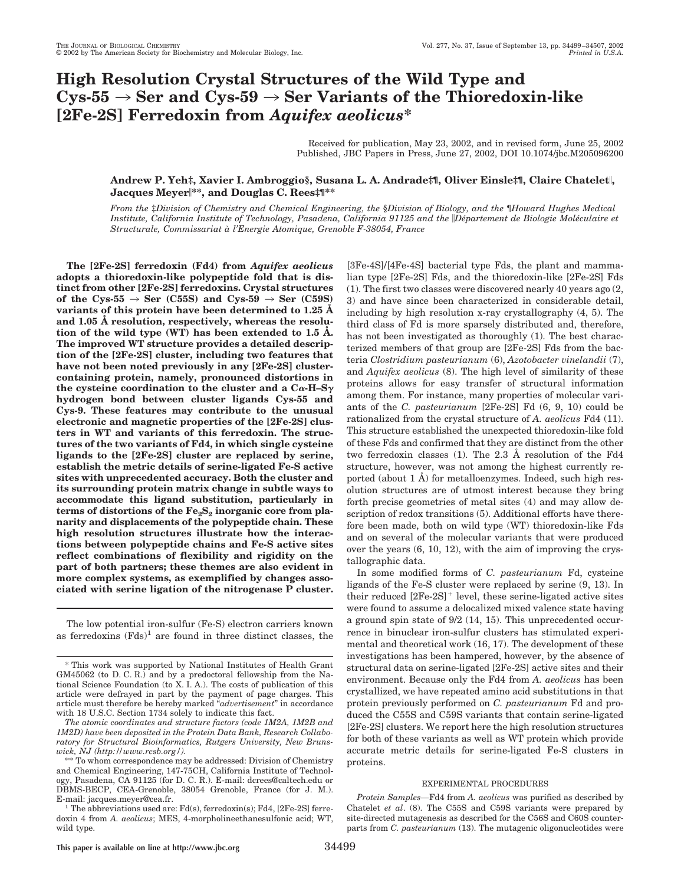# High Resolution Crystal Structures of the Wild Type and Cys-55 → Ser and Cys-59 → Ser Variants of the Thioredoxin-like [2Fe-2S] Ferredoxin from *Aquifex aeolicus**

Received for publication, May 23, 2002, and in revised form, June 25, 2002
Published, JBC Papers in Press, June 27, 2002, DOI 10.1074/jbc.M205096200

**Andrew P. Yeh‡, Xavier I. Ambroggio§, Susana L. A. Andrade‡¶, Oliver Einsle‡¶, Claire Chatelet‖, Jacques Meyer‖\*\*, and Douglas C. Rees‡¶\*\***

*From the ‡Division of Chemistry and Chemical Engineering, the §Division of Biology, and the ¶Howard Hughes Medical Institute, California Institute of Technology, Pasadena, California 91125 and the ‖Département de Biologie Moléculaire et Structurale, Commissariat à l'Energie Atomique, Grenoble F-38054, France*

**The [2Fe-2S] ferredoxin (Fd4) from *Aquifex aeolicus* adopts a thioredoxin-like polypeptide fold that is distinct from other [2Fe-2S] ferredoxins. Crystal structures of the Cys-55 → Ser (C55S) and Cys-59 → Ser (C59S) variants of this protein have been determined to 1.25 Å and 1.05 Å resolution, respectively, whereas the resolution of the wild type (WT) has been extended to 1.5 Å. The improved WT structure provides a detailed description of the [2Fe-2S] cluster, including two features that have not been noted previously in any [2Fe-2S] cluster-containing protein, namely, pronounced distortions in the cysteine coordination to the cluster and a Cα-H–Sγ hydrogen bond between cluster ligands Cys-55 and Cys-9. These features may contribute to the unusual electronic and magnetic properties of the [2Fe-2S] clusters in WT and variants of this ferredoxin. The structures of the two variants of Fd4, in which single cysteine ligands to the [2Fe-2S] cluster are replaced by serine, establish the metric details of serine-ligated Fe-S active sites with unprecedented accuracy. Both the cluster and its surrounding protein matrix change in subtle ways to accommodate this ligand substitution, particularly in terms of distortions of the $Fe_2S_2$ inorganic core from planarity and displacements of the polypeptide chain. These high resolution structures illustrate how the interactions between polypeptide chains and Fe-S active sites reflect combinations of flexibility and rigidity on the part of both partners; these themes are also evident in more complex systems, as exemplified by changes associated with serine ligation of the nitrogenase P cluster.**

The low potential iron-sulfur (Fe-S) electron carriers known as ferredoxins (Fds)[1] are found in three distinct classes, the [3Fe-4S]/[4Fe-4S] bacterial type Fds, the plant and mammalian type [2Fe-2S] Fds, and the thioredoxin-like [2Fe-2S] Fds (1). The first two classes were discovered nearly 40 years ago (2, 3) and have since been characterized in considerable detail, including by high resolution x-ray crystallography (4, 5). The third class of Fd is more sparsely distributed and, therefore, has not been investigated as thoroughly (1). The best characterized members of that group are [2Fe-2S] Fds from the bacteria *Clostridium pasteurianum* (6), *Azotobacter vinelandii* (7), and *Aquifex aeolicus* (8). The high level of similarity of these proteins allows for easy transfer of structural information among them. For instance, many properties of molecular variants of the *C. pasteurianum* [2Fe-2S] Fd (6, 9, 10) could be rationalized from the crystal structure of *A. aeolicus* Fd4 (11). This structure established the unexpected thioredoxin-like fold of these Fds and confirmed that they are distinct from the other two ferredoxin classes (1). The 2.3 Å resolution of the Fd4 structure, however, was not among the highest currently reported (about 1 Å) for metalloenzymes. Indeed, such high resolution structures are of utmost interest because they bring forth precise geometries of metal sites (4) and may allow description of redox transitions (5). Additional efforts have therefore been made, both on wild type (WT) thioredoxin-like Fds and on several of the molecular variants that were produced over the years (6, 10, 12), with the aim of improving the crystallographic data.

In some modified forms of *C. pasteurianum* Fd, cysteine ligands of the Fe-S cluster were replaced by serine (9, 13). In their reduced $[2Fe-2S]^+$ level, these serine-ligated active sites were found to assume a delocalized mixed valence state having a ground spin state of 9/2 (14, 15). This unprecedented occurrence in binuclear iron-sulfur clusters has stimulated experimental and theoretical work (16, 17). The development of these investigations has been hampered, however, by the absence of structural data on serine-ligated [2Fe-2S] active sites and their environment. Because only the Fd4 from *A. aeolicus* has been crystallized, we have repeated amino acid substitutions in that protein previously performed on *C. pasteurianum* Fd and produced the C55S and C59S variants that contain serine-ligated [2Fe-2S] clusters. We report here the high resolution structures for both of these variants as well as WT protein which provide accurate metric details for serine-ligated Fe-S clusters in proteins.

## EXPERIMENTAL PROCEDURES

*Protein Samples*—Fd4 from *A. aeolicus* was purified as described by Chatelet *et al*. (8). The C55S and C59S variants were prepared by site-directed mutagenesis as described for the C56S and C60S counterparts from *C. pasteurianum* (13). The mutagenic oligonucleotides were

---

\* This work was supported by National Institutes of Health Grant GM45062 (to D. C. R.) and by a predoctoral fellowship from the National Science Foundation (to X. I. A.). The costs of publication of this article were defrayed in part by the payment of page charges. This article must therefore be hereby marked "*advertisement*" in accordance with 18 U.S.C. Section 1734 solely to indicate this fact.

*The atomic coordinates and structure factors (code 1M2A, 1M2B and 1M2D) have been deposited in the Protein Data Bank, Research Collaboratory for Structural Bioinformatics, Rutgers University, New Brunswick, NJ (http://www.rcsb.org/).*

\*\* To whom correspondence may be addressed: Division of Chemistry and Chemical Engineering, 147-75CH, California Institute of Technology, Pasadena, CA 91125 (for D. C. R.). E-mail: dcrees@caltech.edu or DBMS-BECP, CEA-Grenoble, 38054 Grenoble, France (for J. M.). E-mail: jacques.meyer@cea.fr.

[1] The abbreviations used are: Fd(s), ferredoxin(s); Fd4, [2Fe-2S] ferredoxin 4 from *A. aeolicus*; MES, 4-morpholineethanesulfonic acid; WT, wild type.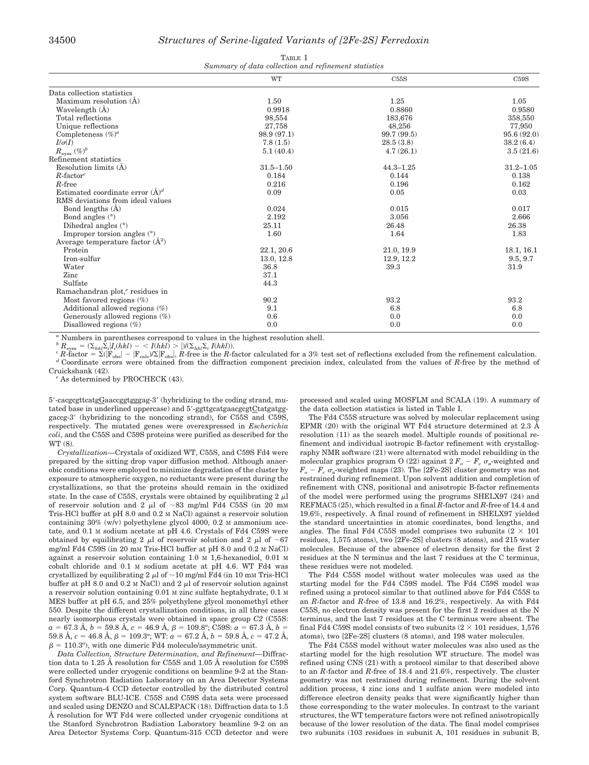TABLE I
*Summary of data collection and refinement statistics*

| | WT | C55S | C59S |
|---|---|---|---|
| Data collection statistics | | | |
| Maximum resolution (Å) | 1.50 | 1.25 | 1.05 |
| Wavelength (Å) | 0.9918 | 0.8860 | 0.9580 |
| Total reflections | 98,554 | 183,676 | 358,550 |
| Unique reflections | 27,758 | 48,256 | 77,950 |
| Completeness (%)[a] | 98.9 (97.1) | 99.7 (99.5) | 95.6 (92.0) |
| $I/\sigma(I)$ | 7.8 (1.5) | 28.5 (3.8) | 38.2 (6.4) |
| $R_{\text{sym}}$ (%)[b] | 5.1 (40.4) | 4.7 (26.1) | 3.5 (21.6) |
| Refinement statistics | | | |
| Resolution limits (Å) | 31.5–1.50 | 44.3–1.25 | 31.2–1.05 |
| *R*-factor[c] | 0.184 | 0.144 | 0.138 |
| *R*-free | 0.216 | 0.196 | 0.162 |
| Estimated coordinate error (Å)[d] | 0.09 | 0.05 | 0.03 |
| RMS deviations from ideal values | | | |
| Bond lengths (Å) | 0.024 | 0.015 | 0.017 |
| Bond angles (°) | 2.192 | 3.056 | 2.666 |
| Dihedral angles (°) | 25.11 | 26.48 | 26.38 |
| Improper torsion angles (°) | 1.60 | 1.64 | 1.83 |
| Average temperature factor (Å$^2$) | | | |
| Protein | 22.1, 20.6 | 21.0, 19.9 | 18.1, 16.1 |
| Iron-sulfur | 13.0, 12.8 | 12.9, 12.2 | 9.5, 9.7 |
| Water | 36.8 | 39.3 | 31.9 |
| Zinc | 37.1 | | |
| Sulfate | 44.3 | | |
| Ramachandran plot,[e] residues in | | | |
| Most favored regions (%) | 90.2 | 93.2 | 93.2 |
| Additional allowed regions (%) | 9.1 | 6.8 | 6.8 |
| Generously allowed regions (%) | 0.6 | 0.0 | 0.0 |
| Disallowed regions (%) | 0.0 | 0.0 | 0.0 |

[a] Numbers in parentheses correspond to values in the highest resolution shell.

[b] $R_{\text{sym}} = (\Sigma_{hkl}\Sigma_i|I_i(hkl) - \langle I(hkl)\rangle|)/(\Sigma_{hkl}\Sigma_i I(hkl))$.

[c] $R$-factor $= \Sigma(|F_{\text{obs}}| - |F_{\text{calc}}|)/\Sigma|F_{\text{obs}}|$, *R*-free is the *R*-factor calculated for a 3% test set of reflections excluded from the refinement calculation.

[d] Coordinate errors were obtained from the diffraction component precision index, calculated from the values of *R*-free by the method of Cruickshank (42).

[e] As determined by PROCHECK (43).

5′-cacgcgttcatgGaaccggtgggag-3′ (hybridizing to the coding strand, mutated base in underlined uppercase) and 5′-ggttgcatgaacgcgtCtatgatgggaccg-3′ (hybridizing to the noncoding strand), for C55S and C59S, respectively. The mutated genes were overexpressed in *Escherichia coli*, and the C55S and C59S proteins were purified as described for the WT (8).

*Crystallization*—Crystals of oxidized WT, C55S, and C59S Fd4 were prepared by the sitting drop vapor diffusion method. Although anaerobic conditions were employed to minimize degradation of the cluster by exposure to atmospheric oxygen, no reductants were present during the crystallizations, so that the proteins should remain in the oxidized state. In the case of C55S, crystals were obtained by equilibrating 2 μl of reservoir solution and 2 μl of ~83 mg/ml Fd4 C55S (in 20 mM Tris-HCl buffer at pH 8.0 and 0.2 M NaCl) against a reservoir solution containing 30% (w/v) polyethylene glycol 4000, 0.2 M ammonium acetate, and 0.1 M sodium acetate at pH 4.6. Crystals of Fd4 C59S were obtained by equilibrating 2 μl of reservoir solution and 2 μl of ~67 mg/ml Fd4 C59S (in 20 mM Tris-HCl buffer at pH 8.0 and 0.2 M NaCl) against a reservoir solution containing 1.0 M 1,6-hexanediol, 0.01 M cobalt chloride and 0.1 M sodium acetate at pH 4.6. WT Fd4 was crystallized by equilibrating 2 μl of ~10 mg/ml Fd4 (in 10 mM Tris-HCl buffer at pH 8.0 and 0.2 M NaCl) and 2 μl of reservoir solution against a reservoir solution containing 0.01 M zinc sulfate heptahydrate, 0.1 M MES buffer at pH 6.5, and 25% polyethylene glycol monomethyl ether 550. Despite the different crystallization conditions, in all three cases nearly isomorphous crystals were obtained in space group *C*2 (C55S: *a* = 67.3 Å, *b* = 59.8 Å, *c* = 46.9 Å, β = 109.8°; C59S: *a* = 67.3 Å, *b* = 59.8 Å, *c* = 46.8 Å, β = 109.3°; WT: *a* = 67.2 Å, *b* = 59.8 Å, *c* = 47.2 Å, β = 110.3°), with one dimeric Fd4 molecule/asymmetric unit.

*Data Collection, Structure Determination, and Refinement*—Diffraction data to 1.25 Å resolution for C55S and 1.05 Å resolution for C59S were collected under cryogenic conditions on beamline 9-2 at the Stanford Synchrotron Radiation Laboratory on an Area Detector Systems Corp. Quantum-4 CCD detector controlled by the distributed control system software BLU-ICE. C55S and C59S data sets were processed and scaled using DENZO and SCALEPACK (18). Diffraction data to 1.5 Å resolution for WT Fd4 were collected under cryogenic conditions at the Stanford Synchrotron Radiation Laboratory beamline 9-2 on an Area Detector Systems Corp. Quantum-315 CCD detector and were processed and scaled using MOSFLM and SCALA (19). A summary of the data collection statistics is listed in Table I.

The Fd4 C55S structure was solved by molecular replacement using EPMR (20) with the original WT Fd4 structure determined at 2.3 Å resolution (11) as the search model. Multiple rounds of positional refinement and individual isotropic B-factor refinement with crystallography NMR software (21) were alternated with model rebuilding in the molecular graphics program O (22) against $2F_o - F_c$ $\sigma_a$-weighted and $F_o - F_c$ $\sigma_a$-weighted maps (23). The [2Fe-2S] cluster geometry was not restrained during refinement. Upon solvent addition and completion of refinement with CNS, positional and anisotropic B-factor refinements of the model were performed using the programs SHELX97 (24) and REFMAC5 (25), which resulted in a final *R*-factor and *R*-free of 14.4 and 19.6%, respectively. A final round of refinement in SHELX97 yielded the standard uncertainties in atomic coordinates, bond lengths, and angles. The final Fd4 C55S model comprises two subunits (2 × 101 residues, 1,575 atoms), two [2Fe-2S] clusters (8 atoms), and 215 water molecules. Because of the absence of electron density for the first 2 residues at the N terminus and the last 7 residues at the C terminus, these residues were not modeled.

The Fd4 C55S model without water molecules was used as the starting model for the Fd4 C59S model. The Fd4 C59S model was refined using a protocol similar to that outlined above for Fd4 C55S to an *R*-factor and *R*-free of 13.8 and 16.2%, respectively. As with Fd4 C55S, no electron density was present for the first 2 residues at the N terminus, and the last 7 residues at the C terminus were absent. The final Fd4 C59S model consists of two subunits (2 × 101 residues, 1,576 atoms), two [2Fe-2S] clusters (8 atoms), and 198 water molecules.

The Fd4 C55S model without water molecules was also used as the starting model for the high resolution WT structure. The model was refined using CNS (21) with a protocol similar to that described above to an *R*-factor and *R*-free of 18.4 and 21.6%, respectively. The cluster geometry was not restrained during refinement. During the solvent addition process, 4 zinc ions and 1 sulfate anion were modeled into difference electron density peaks that were significantly higher than those corresponding to the water molecules. In contrast to the variant structures, the WT temperature factors were not refined anisotropically because of the lower resolution of the data. The final model comprises two subunits (103 residues in subunit A, 101 residues in subunit B,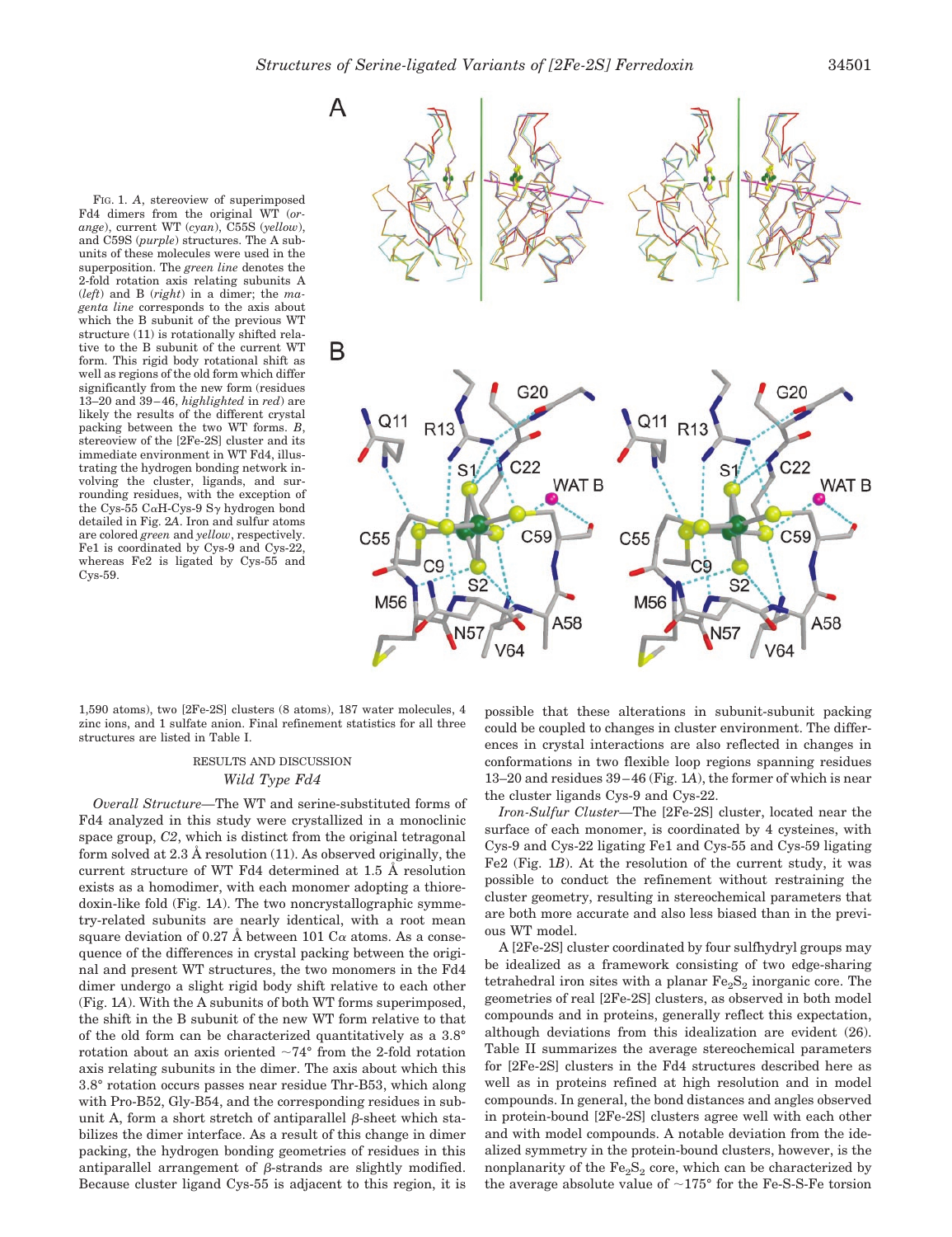FIG. 1. *A*, stereoview of superimposed Fd4 dimers from the original WT (*orange*), current WT (*cyan*), C55S (*yellow*), and C59S (*purple*) structures. The A subunits of these molecules were used in the superposition. The *green line* denotes the 2-fold rotation axis relating subunits A (*left*) and B (*right*) in a dimer; the *magenta line* corresponds to the axis about which the B subunit of the previous WT structure (11) is rotationally shifted relative to the B subunit of the current WT form. This rigid body rotational shift as well as regions of the old form which differ significantly from the new form (residues 13–20 and 39–46, *highlighted* in *red*) are likely the results of the different crystal packing between the two WT forms. *B*, stereoview of the [2Fe-2S] cluster and its immediate environment in WT Fd4, illustrating the hydrogen bonding network involving the cluster, ligands, and surrounding residues, with the exception of the Cys-55 CαH-Cys-9 Sγ hydrogen bond detailed in Fig. 2*A*. Iron and sulfur atoms are colored *green* and *yellow*, respectively. Fe1 is coordinated by Cys-9 and Cys-22, whereas Fe2 is ligated by Cys-55 and Cys-59.

1,590 atoms), two [2Fe-2S] clusters (8 atoms), 187 water molecules, 4 zinc ions, and 1 sulfate anion. Final refinement statistics for all three structures are listed in Table I.

## RESULTS AND DISCUSSION

### *Wild Type Fd4*

*Overall Structure*—The WT and serine-substituted forms of Fd4 analyzed in this study were crystallized in a monoclinic space group, *C*2, which is distinct from the original tetragonal form solved at 2.3 Å resolution (11). As observed originally, the current structure of WT Fd4 determined at 1.5 Å resolution exists as a homodimer, with each monomer adopting a thioredoxin-like fold (Fig. 1*A*). The two noncrystallographic symmetry-related subunits are nearly identical, with a root mean square deviation of 0.27 Å between 101 Cα atoms. As a consequence of the differences in crystal packing between the original and present WT structures, the two monomers in the Fd4 dimer undergo a slight rigid body shift relative to each other (Fig. 1*A*). With the A subunits of both WT forms superimposed, the shift in the B subunit of the new WT form relative to that of the old form can be characterized quantitatively as a 3.8° rotation about an axis oriented ~74° from the 2-fold rotation axis relating subunits in the dimer. The axis about which this 3.8° rotation occurs passes near residue Thr-B53, which along with Pro-B52, Gly-B54, and the corresponding residues in subunit A, form a short stretch of antiparallel β-sheet which stabilizes the dimer interface. As a result of this change in dimer packing, the hydrogen bonding geometries of residues in this antiparallel arrangement of β-strands are slightly modified. Because cluster ligand Cys-55 is adjacent to this region, it is possible that these alterations in subunit-subunit packing could be coupled to changes in cluster environment. The differences in crystal interactions are also reflected in changes in conformations in two flexible loop regions spanning residues 13–20 and residues 39–46 (Fig. 1*A*), the former of which is near the cluster ligands Cys-9 and Cys-22.

*Iron-Sulfur Cluster*—The [2Fe-2S] cluster, located near the surface of each monomer, is coordinated by 4 cysteines, with Cys-9 and Cys-22 ligating Fe1 and Cys-55 and Cys-59 ligating Fe2 (Fig. 1*B*). At the resolution of the current study, it was possible to conduct the refinement without restraining the cluster geometry, resulting in stereochemical parameters that are both more accurate and also less biased than in the previous WT model.

A [2Fe-2S] cluster coordinated by four sulfhydryl groups may be idealized as a framework consisting of two edge-sharing tetrahedral iron sites with a planar $Fe_2S_2$ inorganic core. The geometries of real [2Fe-2S] clusters, as observed in both model compounds and in proteins, generally reflect this expectation, although deviations from this idealization are evident (26). Table II summarizes the average stereochemical parameters for [2Fe-2S] clusters in the Fd4 structures described here as well as in proteins refined at high resolution and in model compounds. In general, the bond distances and angles observed in protein-bound [2Fe-2S] clusters agree well with each other and with model compounds. A notable deviation from the idealized symmetry in the protein-bound clusters, however, is the nonplanarity of the $Fe_2S_2$ core, which can be characterized by the average absolute value of ~175° for the Fe-S-S-Fe torsion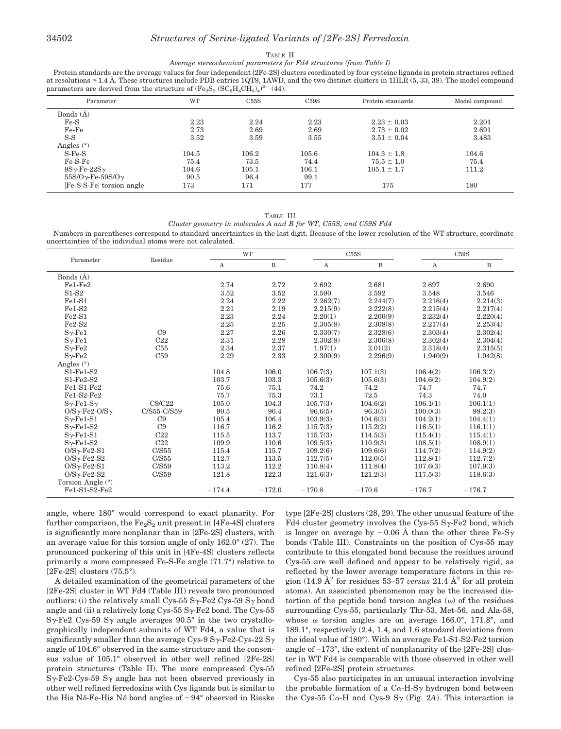TABLE II

*Average stereochemical parameters for Fd4 structures (from Table I)*

Protein standards are the average values for four independent [2Fe-2S] clusters coordinated by four cysteine ligands in protein structures refined at resolutions ≤1.4 Å. These structures include PDB entries 1QT9, 1AWD, and the two distinct clusters in 1HLR (5, 33, 38). The model compound parameters are derived from the structure of $(Fe_2S_2\ (SC_6H_4CH_3)_4)^{2-}$ (44).

| Parameter | WT | C55S | C59S | Protein standards | Model compound |
|---|---|---|---|---|---|
| Bonds (Å) | | | | | |
| Fe-S | 2.23 | 2.24 | 2.23 | 2.23 ± 0.03 | 2.201 |
| Fe-Fe | 2.73 | 2.69 | 2.69 | 2.73 ± 0.02 | 2.691 |
| S-S | 3.52 | 3.59 | 3.55 | 3.51 ± 0.04 | 3.483 |
| Angles (°) | | | | | |
| S-Fe-S | 104.5 | 106.2 | 105.6 | 104.3 ± 1.8 | 104.6 |
| Fe-S-Fe | 75.4 | 73.5 | 74.4 | 75.5 ± 1.0 | 75.4 |
| 9Sγ-Fe-22Sγ | 104.6 | 105.1 | 106.1 | 105.1 ± 1.7 | 111.2 |
| 55S/Oγ-Fe-59S/Oγ | 90.5 | 96.4 | 99.1 | | |
| \|Fe-S-S-Fe\| torsion angle | 173 | 171 | 177 | 175 | 180 |

TABLE III

*Cluster geometry in molecules A and B for WT, C55S, and C59S Fd4*

Numbers in parentheses correspond to standard uncertainties in the last digit. Because of the lower resolution of the WT structure, coordinate uncertainties of the individual atoms were not calculated.

| Parameter | Residue | WT | | C55S | | C59S | |
|---|---|---|---|---|---|---|---|
| | | A | B | A | B | A | B |
| Bonds (Å) | | | | | | | |
| Fe1-Fe2 | | 2.74 | 2.72 | 2.692 | 2.681 | 2.697 | 2.690 |
| S1-S2 | | 3.52 | 3.52 | 3.590 | 3.592 | 3.548 | 3.546 |
| Fe1-S1 | | 2.24 | 2.22 | 2.262(7) | 2.244(7) | 2.216(4) | 2.214(3) |
| Fe1-S2 | | 2.21 | 2.19 | 2.215(9) | 2.222(8) | 2.215(4) | 2.217(4) |
| Fe2-S1 | | 2.23 | 2.24 | 2.20(1) | 2.200(9) | 2.232(4) | 2.220(4) |
| Fe2-S2 | | 2.25 | 2.25 | 2.305(8) | 2.308(8) | 2.217(4) | 2.253(4) |
| Sγ-Fe1 | C9 | 2.27 | 2.26 | 2.330(7) | 2.328(6) | 2.303(4) | 2.302(4) |
| Sγ-Fe1 | C22 | 2.31 | 2.28 | 2.302(8) | 2.306(8) | 2.302(4) | 2.304(4) |
| Sγ-Fe2 | C55 | 2.34 | 2.37 | 1.97(1) | 2.01(2) | 2.318(4) | 2.315(5) |
| Sγ-Fe2 | C59 | 2.29 | 2.33 | 2.300(9) | 2.296(9) | 1.940(9) | 1.942(8) |
| Angles (°) | | | | | | | |
| S1-Fe1-S2 | | 104.8 | 106.0 | 106.7(3) | 107.1(3) | 106.4(2) | 106.3(2) |
| S1-Fe2-S2 | | 103.7 | 103.3 | 105.6(3) | 105.6(3) | 104.6(2) | 104.9(2) |
| Fe1-S1-Fe2 | | 75.6 | 75.1 | 74.2 | 74.2 | 74.7 | 74.7 |
| Fe1-S2-Fe2 | | 75.7 | 75.3 | 73.1 | 72.5 | 74.3 | 74.0 |
| Sγ-Fe1-Sγ | C9/C22 | 105.0 | 104.3 | 105.7(3) | 104.6(2) | 106.1(1) | 106.1(1) |
| O/Sγ-Fe2-O/Sγ | C/S55-C/S59 | 90.5 | 90.4 | 96.6(5) | 96.3(5) | 100.0(3) | 98.2(3) |
| Sγ-Fe1-S1 | C9 | 105.4 | 106.4 | 103.9(3) | 104.6(3) | 104.2(1) | 104.4(1) |
| Sγ-Fe1-S2 | C9 | 116.7 | 116.2 | 115.7(3) | 115.2(2) | 116.5(1) | 116.1(1) |
| Sγ-Fe1-S1 | C22 | 115.5 | 113.7 | 115.7(3) | 114.5(3) | 115.4(1) | 115.4(1) |
| Sγ-Fe1-S2 | C22 | 109.9 | 110.6 | 109.5(3) | 110.9(3) | 108.5(1) | 108.9(1) |
| O/Sγ-Fe2-S1 | C/S55 | 115.4 | 115.7 | 109.2(6) | 109.6(6) | 114.7(2) | 114.9(2) |
| O/Sγ-Fe2-S2 | C/S55 | 112.7 | 113.5 | 112.7(5) | 112.0(5) | 112.8(1) | 112.7(2) |
| O/Sγ-Fe2-S1 | C/S59 | 113.2 | 112.2 | 110.8(4) | 111.8(4) | 107.6(3) | 107.9(3) |
| O/Sγ-Fe2-S2 | C/S59 | 121.8 | 122.3 | 121.6(3) | 121.2(3) | 117.5(3) | 118.6(3) |
| Torsion Angle (°) | | | | | | | |
| Fe1-S1-S2-Fe2 | | −174.4 | −172.0 | −170.8 | −170.6 | −176.7 | −176.7 |

angle, where 180° would correspond to exact planarity. For further comparison, the $Fe_2S_2$ unit present in [4Fe-4S] clusters is significantly more nonplanar than in [2Fe-2S] clusters, with an average value for this torsion angle of only 162.0° (27). The pronounced puckering of this unit in [4Fe-4S] clusters reflects primarily a more compressed Fe-S-Fe angle (71.7°) relative to [2Fe-2S] clusters (75.5°).

A detailed examination of the geometrical parameters of the [2Fe-2S] cluster in WT Fd4 (Table III) reveals two pronounced outliers: (i) the relatively small Cys-55 Sγ-Fe2 Cys-59 Sγ bond angle and (ii) a relatively long Cys-55 Sγ-Fe2 bond. The Cys-55 Sγ-Fe2 Cys-59 Sγ angle averages 90.5° in the two crystallographically independent subunits of WT Fd4, a value that is significantly smaller than the average Cys-9 Sγ-Fe2-Cys-22 Sγ angle of 104.6° observed in the same structure and the consensus value of 105.1° observed in other well refined [2Fe-2S] protein structures (Table II). The more compressed Cys-55 Sγ-Fe2-Cys-59 Sγ angle has not been observed previously in other well refined ferredoxins with Cys ligands but is similar to the His Nδ-Fe-His Nδ bond angles of ~94° observed in Rieske type [2Fe-2S] clusters (28, 29). The other unusual feature of the Fd4 cluster geometry involves the Cys-55 Sγ-Fe2 bond, which is longer on average by ~0.06 Å than the other three Fe-Sγ bonds (Table III). Constraints on the position of Cys-55 may contribute to this elongated bond because the residues around Cys-55 are well defined and appear to be relatively rigid, as reflected by the lower average temperature factors in this region (14.9 Å$^2$ for residues 53–57 *versus* 21.4 Å$^2$ for all protein atoms). An associated phenomenon may be the increased distortion of the peptide bond torsion angles (ω) of the residues surrounding Cys-55, particularly Thr-53, Met-56, and Ala-58, whose ω torsion angles are on average 166.0°, 171.8°, and 189.1°, respectively (2.4, 1.4, and 1.6 standard deviations from the ideal value of 180°). With an average Fe1-S1-S2-Fe2 torsion angle of −173°, the extent of nonplanarity of the [2Fe-2S] cluster in WT Fd4 is comparable with those observed in other well refined [2Fe-2S] protein structures.

Cys-55 also participates in an unusual interaction involving the probable formation of a Cα-H-Sγ hydrogen bond between the Cys-55 Cα-H and Cys-9 Sγ (Fig. 2*A*). This interaction is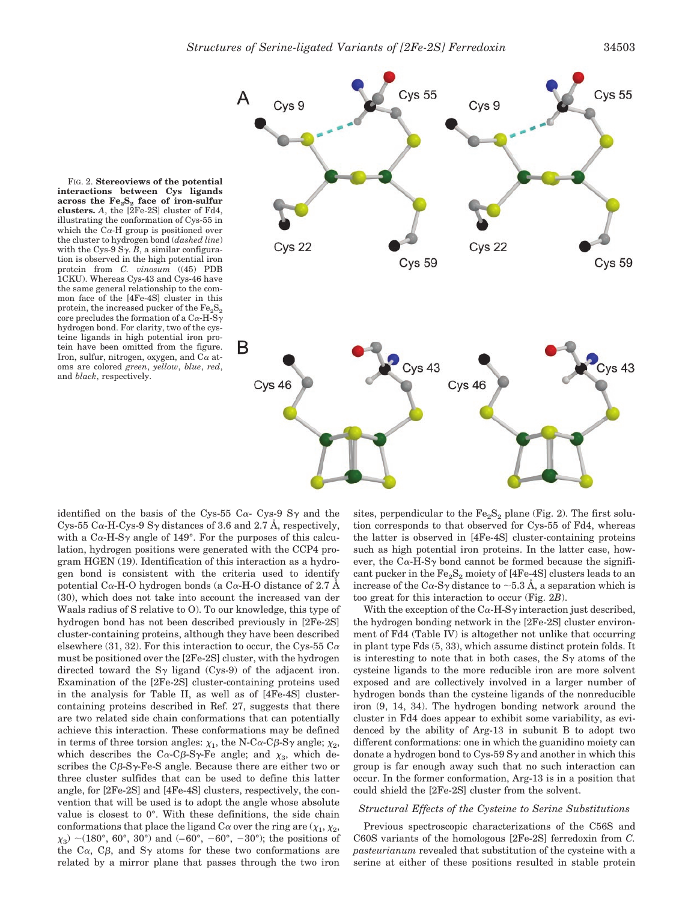FIG. 2. **Stereoviews of the potential interactions between Cys ligands across the $Fe_2S_2$ face of iron-sulfur clusters.** *A*, the [2Fe-2S] cluster of Fd4, illustrating the conformation of Cys-55 in which the Cα-H group is positioned over the cluster to hydrogen bond (*dashed line*) with the Cys-9 Sγ. *B*, a similar configuration is observed in the high potential iron protein from *C. vinosum* ((45) PDB 1CKU). Whereas Cys-43 and Cys-46 have the same general relationship to the common face of the [4Fe-4S] cluster in this protein, the increased pucker of the $Fe_2S_2$ core precludes the formation of a Cα-H-Sγ hydrogen bond. For clarity, two of the cysteine ligands in high potential iron protein have been omitted from the figure. Iron, sulfur, nitrogen, oxygen, and Cα atoms are colored *green*, *yellow*, *blue*, *red*, and *black*, respectively.

identified on the basis of the Cys-55 Cα- Cys-9 Sγ and the Cys-55 Cα-H-Cys-9 Sγ distances of 3.6 and 2.7 Å, respectively, with a Cα-H-Sγ angle of 149°. For the purposes of this calculation, hydrogen positions were generated with the CCP4 program HGEN (19). Identification of this interaction as a hydrogen bond is consistent with the criteria used to identify potential Cα-H-O hydrogen bonds (a Cα-H-O distance of 2.7 Å (30), which does not take into account the increased van der Waals radius of S relative to O). To our knowledge, this type of hydrogen bond has not been described previously in [2Fe-2S] cluster-containing proteins, although they have been described elsewhere (31, 32). For this interaction to occur, the Cys-55 Cα must be positioned over the [2Fe-2S] cluster, with the hydrogen directed toward the Sγ ligand (Cys-9) of the adjacent iron. Examination of the [2Fe-2S] cluster-containing proteins used in the analysis for Table II, as well as of [4Fe-4S] cluster-containing proteins described in Ref. 27, suggests that there are two related side chain conformations that can potentially achieve this interaction. These conformations may be defined in terms of three torsion angles: $\chi_1$, the N-Cα-Cβ-Sγ angle; $\chi_2$, which describes the Cα-Cβ-Sγ-Fe angle; and $\chi_3$, which describes the Cβ-Sγ-Fe-S angle. Because there are either two or three cluster sulfides that can be used to define this latter angle, for [2Fe-2S] and [4Fe-4S] clusters, respectively, the convention that will be used is to adopt the angle whose absolute value is closest to 0°. With these definitions, the side chain conformations that place the ligand Cα over the ring are ($\chi_1$, $\chi_2$, $\chi_3$) ~(180°, 60°, 30°) and (−60°, −60°, −30°); the positions of the Cα, Cβ, and Sγ atoms for these two conformations are related by a mirror plane that passes through the two iron sites, perpendicular to the $Fe_2S_2$ plane (Fig. 2). The first solution corresponds to that observed for Cys-55 of Fd4, whereas the latter is observed in [4Fe-4S] cluster-containing proteins such as high potential iron proteins. In the latter case, however, the Cα-H-Sγ bond cannot be formed because the significant pucker in the $Fe_2S_2$ moiety of [4Fe-4S] clusters leads to an increase of the Cα-Sγ distance to ~5.3 Å, a separation which is too great for this interaction to occur (Fig. 2*B*).

With the exception of the Cα-H-Sγ interaction just described, the hydrogen bonding network in the [2Fe-2S] cluster environment of Fd4 (Table IV) is altogether not unlike that occurring in plant type Fds (5, 33), which assume distinct protein folds. It is interesting to note that in both cases, the Sγ atoms of the cysteine ligands to the more reducible iron are more solvent exposed and are collectively involved in a larger number of hydrogen bonds than the cysteine ligands of the nonreducible iron (9, 14, 34). The hydrogen bonding network around the cluster in Fd4 does appear to exhibit some variability, as evidenced by the ability of Arg-13 in subunit B to adopt two different conformations: one in which the guanidino moiety can donate a hydrogen bond to Cys-59 Sγ and another in which this group is far enough away such that no such interaction can occur. In the former conformation, Arg-13 is in a position that could shield the [2Fe-2S] cluster from the solvent.

### *Structural Effects of the Cysteine to Serine Substitutions*

Previous spectroscopic characterizations of the C56S and C60S variants of the homologous [2Fe-2S] ferredoxin from *C. pasteurianum* revealed that substitution of the cysteine with a serine at either of these positions resulted in stable protein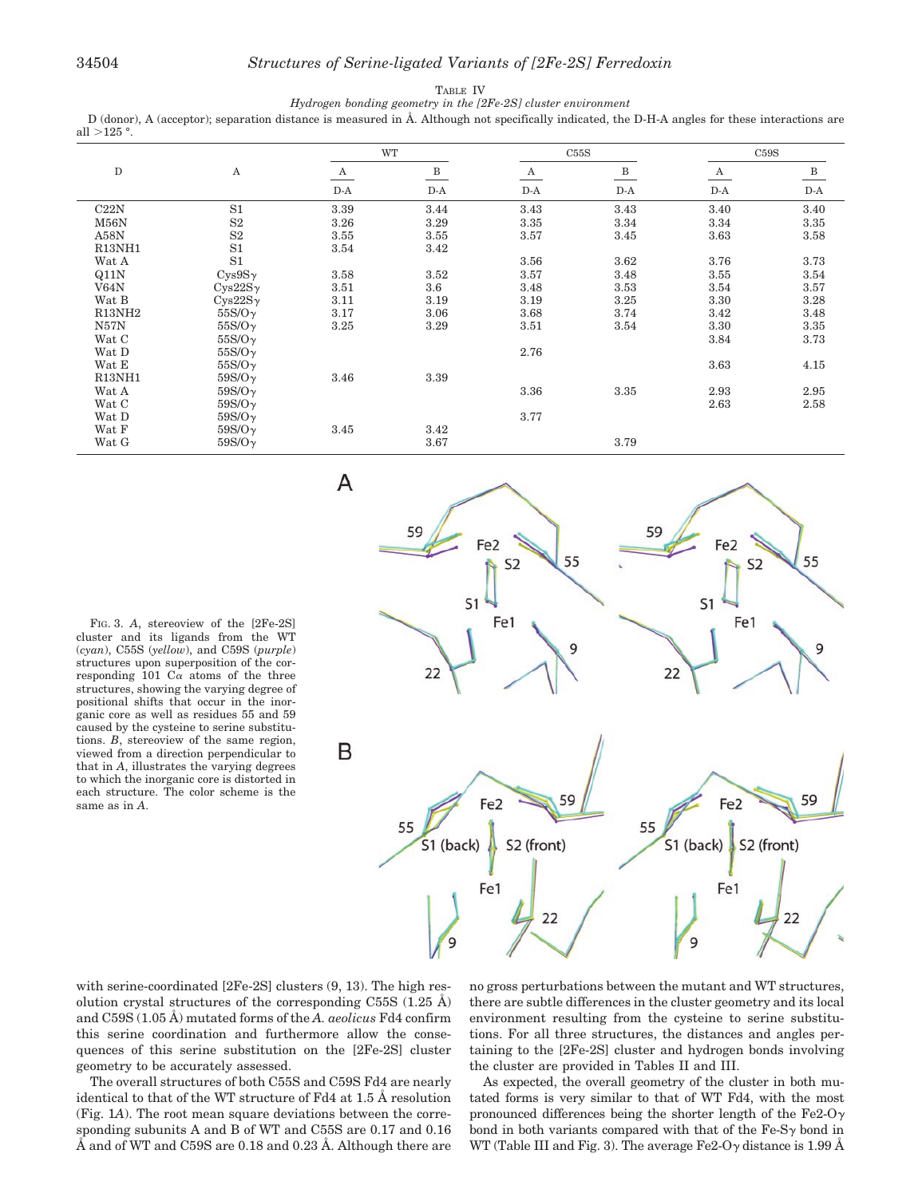TABLE IV

*Hydrogen bonding geometry in the [2Fe-2S] cluster environment*

D (donor), A (acceptor); separation distance is measured in Å. Although not specifically indicated, the D-H-A angles for these interactions are all >125 °.

| D | A | WT | | C55S | | C59S | |
|---|---|---|---|---|---|---|---|
| | | A | B | A | B | A | B |
| | | D-A | D-A | D-A | D-A | D-A | D-A |
| C22N | S1 | 3.39 | 3.44 | 3.43 | 3.43 | 3.40 | 3.40 |
| M56N | S2 | 3.26 | 3.29 | 3.35 | 3.34 | 3.34 | 3.35 |
| A58N | S2 | 3.55 | 3.55 | 3.57 | 3.45 | 3.63 | 3.58 |
| R13NH1 | S1 | 3.54 | 3.42 | | | | |
| Wat A | S1 | | | 3.56 | 3.62 | 3.76 | 3.73 |
| Q11N | Cys9Sγ | 3.58 | 3.52 | 3.57 | 3.48 | 3.55 | 3.54 |
| V64N | Cys22Sγ | 3.51 | 3.6 | 3.48 | 3.53 | 3.54 | 3.57 |
| Wat B | Cys22Sγ | 3.11 | 3.19 | 3.19 | 3.25 | 3.30 | 3.28 |
| R13NH2 | 55S/Oγ | 3.17 | 3.06 | 3.68 | 3.74 | 3.42 | 3.48 |
| N57N | 55S/Oγ | 3.25 | 3.29 | 3.51 | 3.54 | 3.30 | 3.35 |
| Wat C | 55S/Oγ | | | | | 3.84 | 3.73 |
| Wat D | 55S/Oγ | | | 2.76 | | | |
| Wat E | 55S/Oγ | | | | | 3.63 | 4.15 |
| R13NH1 | 59S/Oγ | 3.46 | 3.39 | | | | |
| Wat A | 59S/Oγ | | | 3.36 | 3.35 | 2.93 | 2.95 |
| Wat C | 59S/Oγ | | | | | 2.63 | 2.58 |
| Wat D | 59S/Oγ | | | 3.77 | | | |
| Wat F | 59S/Oγ | 3.45 | 3.42 | | | | |
| Wat G | 59S/Oγ | | 3.67 | | 3.79 | | |

FIG. 3. *A*, stereoview of the [2Fe-2S] cluster and its ligands from the WT (*cyan*), C55S (*yellow*), and C59S (*purple*) structures upon superposition of the corresponding 101 Cα atoms of the three structures, showing the varying degree of positional shifts that occur in the inorganic core as well as residues 55 and 59 caused by the cysteine to serine substitutions. *B*, stereoview of the same region, viewed from a direction perpendicular to that in *A*, illustrates the varying degrees to which the inorganic core is distorted in each structure. The color scheme is the same as in *A*.

with serine-coordinated [2Fe-2S] clusters (9, 13). The high resolution crystal structures of the corresponding C55S (1.25 Å) and C59S (1.05 Å) mutated forms of the *A. aeolicus* Fd4 confirm this serine coordination and furthermore allow the consequences of this serine substitution on the [2Fe-2S] cluster geometry to be accurately assessed.

The overall structures of both C55S and C59S Fd4 are nearly identical to that of the WT structure of Fd4 at 1.5 Å resolution (Fig. 1*A*). The root mean square deviations between the corresponding subunits A and B of WT and C55S are 0.17 and 0.16 Å and of WT and C59S are 0.18 and 0.23 Å. Although there are no gross perturbations between the mutant and WT structures, there are subtle differences in the cluster geometry and its local environment resulting from the cysteine to serine substitutions. For all three structures, the distances and angles pertaining to the [2Fe-2S] cluster and hydrogen bonds involving the cluster are provided in Tables II and III.

As expected, the overall geometry of the cluster in both mutated forms is very similar to that of WT Fd4, with the most pronounced differences being the shorter length of the Fe2-Oγ bond in both variants compared with that of the Fe-Sγ bond in WT (Table III and Fig. 3). The average Fe2-Oγ distance is 1.99 Å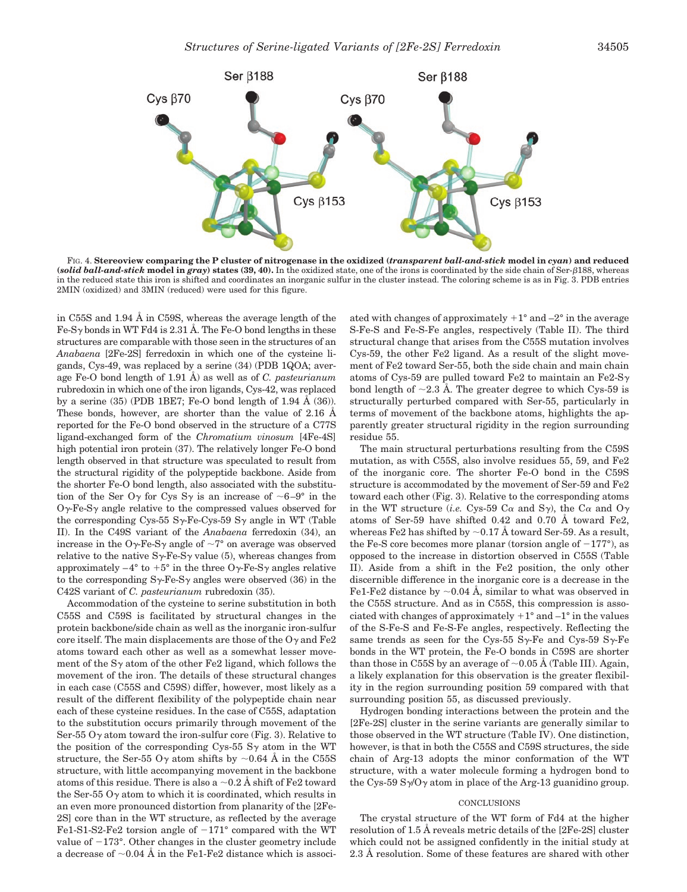FIG. 4. **Stereoview comparing the P cluster of nitrogenase in the oxidized (*transparent ball-and-stick* model in *cyan*) and reduced (*solid ball-and-stick* model in *gray*) states (39, 40).** In the oxidized state, one of the irons is coordinated by the side chain of Ser-β188, whereas in the reduced state this iron is shifted and coordinates an inorganic sulfur in the cluster instead. The coloring scheme is as in Fig. 3. PDB entries 2MIN (oxidized) and 3MIN (reduced) were used for this figure.

in C55S and 1.94 Å in C59S, whereas the average length of the Fe-Sγ bonds in WT Fd4 is 2.31 Å. The Fe-O bond lengths in these structures are comparable with those seen in the structures of an *Anabaena* [2Fe-2S] ferredoxin in which one of the cysteine ligands, Cys-49, was replaced by a serine (34) (PDB 1QOA; average Fe-O bond length of 1.91 Å) as well as of *C. pasteurianum* rubredoxin in which one of the iron ligands, Cys-42, was replaced by a serine (35) (PDB 1BE7; Fe-O bond length of 1.94 Å (36)). These bonds, however, are shorter than the value of 2.16 Å reported for the Fe-O bond observed in the structure of a C77S ligand-exchanged form of the *Chromatium vinosum* [4Fe-4S] high potential iron protein (37). The relatively longer Fe-O bond length observed in that structure was speculated to result from the structural rigidity of the polypeptide backbone. Aside from the shorter Fe-O bond length, also associated with the substitution of the Ser Oγ for Cys Sγ is an increase of ~6–9° in the Oγ-Fe-Sγ angle relative to the compressed values observed for the corresponding Cys-55 Sγ-Fe-Cys-59 Sγ angle in WT (Table II). In the C49S variant of the *Anabaena* ferredoxin (34), an increase in the Oγ-Fe-Sγ angle of ~7° on average was observed relative to the native Sγ-Fe-Sγ value (5), whereas changes from approximately −4° to +5° in the three Oγ-Fe-Sγ angles relative to the corresponding Sγ-Fe-Sγ angles were observed (36) in the C42S variant of *C. pasteurianum* rubredoxin (35).

Accommodation of the cysteine to serine substitution in both C55S and C59S is facilitated by structural changes in the protein backbone/side chain as well as the inorganic iron-sulfur core itself. The main displacements are those of the Oγ and Fe2 atoms toward each other as well as a somewhat lesser movement of the Sγ atom of the other Fe2 ligand, which follows the movement of the iron. The details of these structural changes in each case (C55S and C59S) differ, however, most likely as a result of the different flexibility of the polypeptide chain near each of these cysteine residues. In the case of C55S, adaptation to the substitution occurs primarily through movement of the Ser-55 Oγ atom toward the iron-sulfur core (Fig. 3). Relative to the position of the corresponding Cys-55 Sγ atom in the WT structure, the Ser-55 Oγ atom shifts by ~0.64 Å in the C55S structure, with little accompanying movement in the backbone atoms of this residue. There is also a ~0.2 Å shift of Fe2 toward the Ser-55 Oγ atom to which it is coordinated, which results in an even more pronounced distortion from planarity of the [2Fe-2S] core than in the WT structure, as reflected by the average Fe1-S1-S2-Fe2 torsion angle of −171° compared with the WT value of −173°. Other changes in the cluster geometry include a decrease of ~0.04 Å in the Fe1-Fe2 distance which is associated with changes of approximately +1° and −2° in the average S-Fe-S and Fe-S-Fe angles, respectively (Table II). The third structural change that arises from the C55S mutation involves Cys-59, the other Fe2 ligand. As a result of the slight movement of Fe2 toward Ser-55, both the side chain and main chain atoms of Cys-59 are pulled toward Fe2 to maintain an Fe2-Sγ bond length of ~2.3 Å. The greater degree to which Cys-59 is structurally perturbed compared with Ser-55, particularly in terms of movement of the backbone atoms, highlights the apparently greater structural rigidity in the region surrounding residue 55.

The main structural perturbations resulting from the C59S mutation, as with C55S, also involve residues 55, 59, and Fe2 of the inorganic core. The shorter Fe-O bond in the C59S structure is accommodated by the movement of Ser-59 and Fe2 toward each other (Fig. 3). Relative to the corresponding atoms in the WT structure (*i.e.* Cys-59 Cα and Sγ), the Cα and Oγ atoms of Ser-59 have shifted 0.42 and 0.70 Å toward Fe2, whereas Fe2 has shifted by ~0.17 Å toward Ser-59. As a result, the Fe-S core becomes more planar (torsion angle of −177°), as opposed to the increase in distortion observed in C55S (Table II). Aside from a shift in the Fe2 position, the only other discernible difference in the inorganic core is a decrease in the Fe1-Fe2 distance by ~0.04 Å, similar to what was observed in the C55S structure. And as in C55S, this compression is associated with changes of approximately +1° and −1° in the values of the S-Fe-S and Fe-S-Fe angles, respectively. Reflecting the same trends as seen for the Cys-55 Sγ-Fe and Cys-59 Sγ-Fe bonds in the WT protein, the Fe-O bonds in C59S are shorter than those in C55S by an average of ~0.05 Å (Table III). Again, a likely explanation for this observation is the greater flexibility in the region surrounding position 59 compared with that surrounding position 55, as discussed previously.

Hydrogen bonding interactions between the protein and the [2Fe-2S] cluster in the serine variants are generally similar to those observed in the WT structure (Table IV). One distinction, however, is that in both the C55S and C59S structures, the side chain of Arg-13 adopts the minor conformation of the WT structure, with a water molecule forming a hydrogen bond to the Cys-59 Sγ/Oγ atom in place of the Arg-13 guanidino group.

## CONCLUSIONS

The crystal structure of the WT form of Fd4 at the higher resolution of 1.5 Å reveals metric details of the [2Fe-2S] cluster which could not be assigned confidently in the initial study at 2.3 Å resolution. Some of these features are shared with other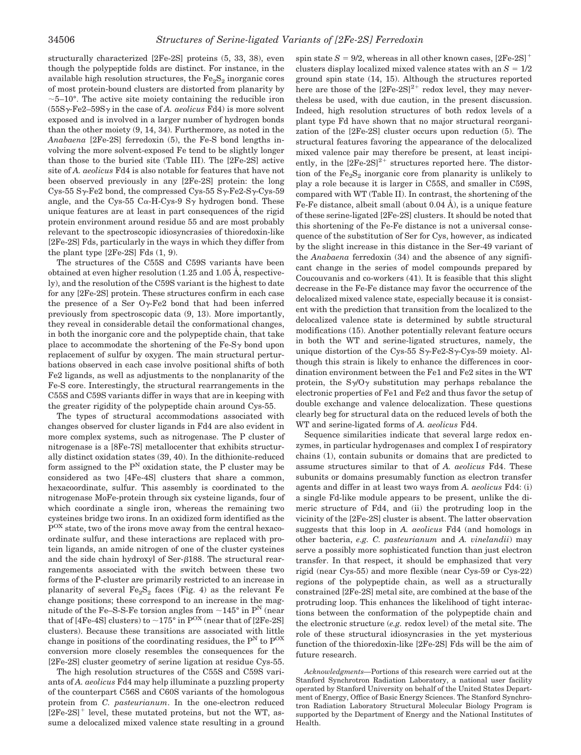structurally characterized [2Fe-2S] proteins (5, 33, 38), even though the polypeptide folds are distinct. For instance, in the available high resolution structures, the $Fe_2S_2$ inorganic cores of most protein-bound clusters are distorted from planarity by ~5–10°. The active site moiety containing the reducible iron (55Sγ-Fe2–59Sγ in the case of *A. aeolicus* Fd4) is more solvent exposed and is involved in a larger number of hydrogen bonds than the other moiety (9, 14, 34). Furthermore, as noted in the *Anabaena* [2Fe-2S] ferredoxin (5), the Fe-S bond lengths involving the more solvent-exposed Fe tend to be slightly longer than those to the buried site (Table III). The [2Fe-2S] active site of *A. aeolicus* Fd4 is also notable for features that have not been observed previously in any [2Fe-2S] protein: the long Cys-55 Sγ-Fe2 bond, the compressed Cys-55 Sγ-Fe2-Sγ-Cys-59 angle, and the Cys-55 Cα-H-Cys-9 Sγ hydrogen bond. These unique features are at least in part consequences of the rigid protein environment around residue 55 and are most probably relevant to the spectroscopic idiosyncrasies of thioredoxin-like [2Fe-2S] Fds, particularly in the ways in which they differ from the plant type [2Fe-2S] Fds (1, 9).

The structures of the C55S and C59S variants have been obtained at even higher resolution (1.25 and 1.05 Å, respectively), and the resolution of the C59S variant is the highest to date for any [2Fe-2S] protein. These structures confirm in each case the presence of a Ser Oγ-Fe2 bond that had been inferred previously from spectroscopic data (9, 13). More importantly, they reveal in considerable detail the conformational changes, in both the inorganic core and the polypeptide chain, that take place to accommodate the shortening of the Fe-Sγ bond upon replacement of sulfur by oxygen. The main structural perturbations observed in each case involve positional shifts of both Fe2 ligands, as well as adjustments to the nonplanarity of the Fe-S core. Interestingly, the structural rearrangements in the C55S and C59S variants differ in ways that are in keeping with the greater rigidity of the polypeptide chain around Cys-55.

The types of structural accommodations associated with changes observed for cluster ligands in Fd4 are also evident in more complex systems, such as nitrogenase. The P cluster of nitrogenase is a [8Fe-7S] metallocenter that exhibits structurally distinct oxidation states (39, 40). In the dithionite-reduced form assigned to the $P^N$ oxidation state, the P cluster may be considered as two [4Fe-4S] clusters that share a common, hexacoordinate, sulfur. This assembly is coordinated to the nitrogenase MoFe-protein through six cysteine ligands, four of which coordinate a single iron, whereas the remaining two cysteines bridge two irons. In an oxidized form identified as the $P^{OX}$ state, two of the irons move away from the central hexacoordinate sulfur, and these interactions are replaced with protein ligands, an amide nitrogen of one of the cluster cysteines and the side chain hydroxyl of Ser-β188. The structural rearrangements associated with the switch between these two forms of the P-cluster are primarily restricted to an increase in planarity of several $Fe_2S_2$ faces (Fig. 4) as the relevant Fe change positions; these correspond to an increase in the magnitude of the Fe–S-S-Fe torsion angles from ~145° in $P^N$ (near that of [4Fe-4S] clusters) to ~175° in $P^{OX}$ (near that of [2Fe-2S] clusters). Because these transitions are associated with little change in positions of the coordinating residues, the $P^N$ to $P^{OX}$ conversion more closely resembles the consequences for the [2Fe-2S] cluster geometry of serine ligation at residue Cys-55.

The high resolution structures of the C55S and C59S variants of *A. aeolicus* Fd4 may help illuminate a puzzling property of the counterpart C56S and C60S variants of the homologous protein from *C. pasteurianum*. In the one-electron reduced $[2Fe-2S]^+$ level, these mutated proteins, but not the WT, assume a delocalized mixed valence state resulting in a ground spin state $S = 9/2$, whereas in all other known cases, $[2Fe-2S]^+$ clusters display localized mixed valence states with an $S = 1/2$ ground spin state (14, 15). Although the structures reported here are those of the $[2Fe-2S]^{2+}$ redox level, they may nevertheless be used, with due caution, in the present discussion. Indeed, high resolution structures of both redox levels of a plant type Fd have shown that no major structural reorganization of the [2Fe-2S] cluster occurs upon reduction (5). The structural features favoring the appearance of the delocalized mixed valence pair may therefore be present, at least incipiently, in the $[2Fe-2S]^{2+}$ structures reported here. The distortion of the $Fe_2S_2$ inorganic core from planarity is unlikely to play a role because it is larger in C55S, and smaller in C59S, compared with WT (Table II). In contrast, the shortening of the Fe-Fe distance, albeit small (about 0.04 Å), is a unique feature of these serine-ligated [2Fe-2S] clusters. It should be noted that this shortening of the Fe-Fe distance is not a universal consequence of the substitution of Ser for Cys, however, as indicated by the slight increase in this distance in the Ser-49 variant of the *Anabaena* ferredoxin (34) and the absence of any significant change in the series of model compounds prepared by Coucouvanis and co-workers (41). It is feasible that this slight decrease in the Fe-Fe distance may favor the occurrence of the delocalized mixed valence state, especially because it is consistent with the prediction that transition from the localized to the delocalized valence state is determined by subtle structural modifications (15). Another potentially relevant feature occurs in both the WT and serine-ligated structures, namely, the unique distortion of the Cys-55 Sγ-Fe2-Sγ-Cys-59 moiety. Although this strain is likely to enhance the differences in coordination environment between the Fe1 and Fe2 sites in the WT protein, the Sγ/Oγ substitution may perhaps rebalance the electronic properties of Fe1 and Fe2 and thus favor the setup of double exchange and valence delocalization. These questions clearly beg for structural data on the reduced levels of both the WT and serine-ligated forms of *A. aeolicus* Fd4.

Sequence similarities indicate that several large redox enzymes, in particular hydrogenases and complex I of respiratory chains (1), contain subunits or domains that are predicted to assume structures similar to that of *A. aeolicus* Fd4. These subunits or domains presumably function as electron transfer agents and differ in at least two ways from *A. aeolicus* Fd4: (i) a single Fd-like module appears to be present, unlike the dimeric structure of Fd4, and (ii) the protruding loop in the vicinity of the [2Fe-2S] cluster is absent. The latter observation suggests that this loop in *A. aeolicus* Fd4 (and homologs in other bacteria, *e.g. C. pasteurianum* and *A. vinelandii*) may serve a possibly more sophisticated function than just electron transfer. In that respect, it should be emphasized that very rigid (near Cys-55) and more flexible (near Cys-59 or Cys-22) regions of the polypeptide chain, as well as a structurally constrained [2Fe-2S] metal site, are combined at the base of the protruding loop. This enhances the likelihood of tight interactions between the conformation of the polypeptide chain and the electronic structure (*e.g.* redox level) of the metal site. The role of these structural idiosyncrasies in the yet mysterious function of the thioredoxin-like [2Fe-2S] Fds will be the aim of future research.

*Acknowledgments*—Portions of this research were carried out at the Stanford Synchrotron Radiation Laboratory, a national user facility operated by Stanford University on behalf of the United States Department of Energy, Office of Basic Energy Sciences. The Stanford Synchrotron Radiation Laboratory Structural Molecular Biology Program is supported by the Department of Energy and the National Institutes of Health.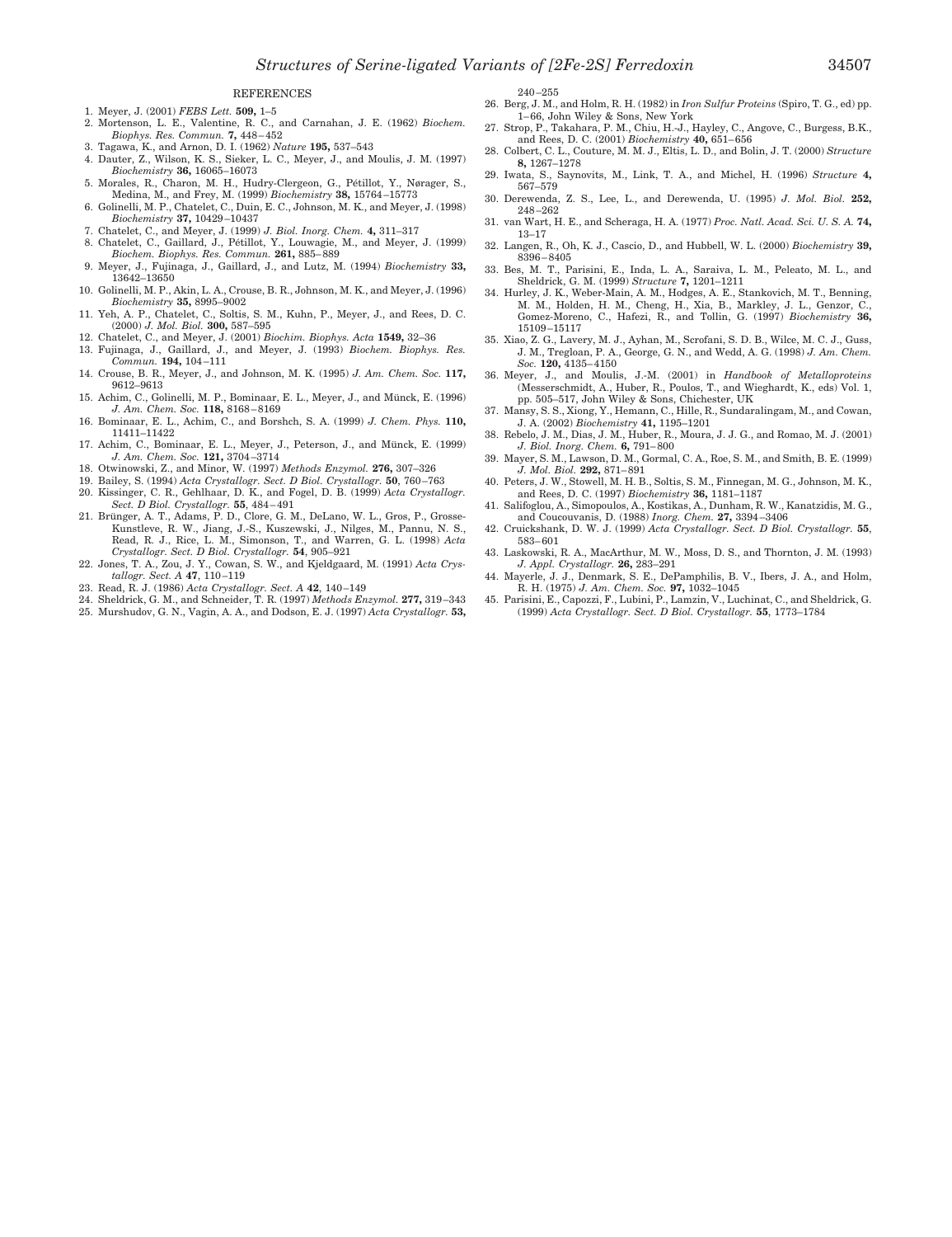## REFERENCES

1. Meyer, J. (2001) *FEBS Lett.* **509,** 1–5
2. Mortenson, L. E., Valentine, R. C., and Carnahan, J. E. (1962) *Biochem. Biophys. Res. Commun.* **7,** 448–452
3. Tagawa, K., and Arnon, D. I. (1962) *Nature* **195,** 537–543
4. Dauter, Z., Wilson, K. S., Sieker, L. C., Meyer, J., and Moulis, J. M. (1997) *Biochemistry* **36,** 16065–16073
5. Morales, R., Charon, M. H., Hudry-Clergeon, G., Pétillot, Y., Nørager, S., Medina, M., and Frey, M. (1999) *Biochemistry* **38,** 15764–15773
6. Golinelli, M. P., Chatelet, C., Duin, E. C., Johnson, M. K., and Meyer, J. (1998) *Biochemistry* **37,** 10429–10437
7. Chatelet, C., and Meyer, J. (1999) *J. Biol. Inorg. Chem.* **4,** 311–317
8. Chatelet, C., Gaillard, J., Pétillot, Y., Louwagie, M., and Meyer, J. (1999) *Biochem. Biophys. Res. Commun.* **261,** 885–889
9. Meyer, J., Fujinaga, J., Gaillard, J., and Lutz, M. (1994) *Biochemistry* **33,** 13642–13650
10. Golinelli, M. P., Akin, L. A., Crouse, B. R., Johnson, M. K., and Meyer, J. (1996) *Biochemistry* **35,** 8995–9002
11. Yeh, A. P., Chatelet, C., Soltis, S. M., Kuhn, P., Meyer, J., and Rees, D. C. (2000) *J. Mol. Biol.* **300,** 587–595
12. Chatelet, C., and Meyer, J. (2001) *Biochim. Biophys. Acta* **1549,** 32–36
13. Fujinaga, J., Gaillard, J., and Meyer, J. (1993) *Biochem. Biophys. Res. Commun.* **194,** 104–111
14. Crouse, B. R., Meyer, J., and Johnson, M. K. (1995) *J. Am. Chem. Soc.* **117,** 9612–9613
15. Achim, C., Golinelli, M. P., Bominaar, E. L., Meyer, J., and Münck, E. (1996) *J. Am. Chem. Soc.* **118,** 8168–8169
16. Bominaar, E. L., Achim, C., and Borshch, S. A. (1999) *J. Chem. Phys.* **110,** 11411–11422
17. Achim, C., Bominaar, E. L., Meyer, J., Peterson, J., and Münck, E. (1999) *J. Am. Chem. Soc.* **121,** 3704–3714
18. Otwinowski, Z., and Minor, W. (1997) *Methods Enzymol.* **276,** 307–326
19. Bailey, S. (1994) *Acta Crystallogr. Sect. D Biol. Crystallogr.* **50**, 760–763
20. Kissinger, C. R., Gehlhaar, D. K., and Fogel, D. B. (1999) *Acta Crystallogr. Sect. D Biol. Crystallogr.* **55**, 484–491
21. Brünger, A. T., Adams, P. D., Clore, G. M., DeLano, W. L., Gros, P., Grosse-Kunstleve, R. W., Jiang, J.-S., Kuszewski, J., Nilges, M., Pannu, N. S., Read, R. J., Rice, L. M., Simonson, T., and Warren, G. L. (1998) *Acta Crystallogr. Sect. D Biol. Crystallogr.* **54**, 905–921
22. Jones, T. A., Zou, J. Y., Cowan, S. W., and Kjeldgaard, M. (1991) *Acta Crystallogr. Sect. A* **47**, 110–119
23. Read, R. J. (1986) *Acta Crystallogr. Sect. A* **42**, 140–149
24. Sheldrick, G. M., and Schneider, T. R. (1997) *Methods Enzymol.* **277,** 319–343
25. Murshudov, G. N., Vagin, A. A., and Dodson, E. J. (1997) *Acta Crystallogr.* **53,** 240–255
26. Berg, J. M., and Holm, R. H. (1982) in *Iron Sulfur Proteins* (Spiro, T. G., ed) pp. 1–66, John Wiley & Sons, New York
27. Strop, P., Takahara, P. M., Chiu, H.-J., Hayley, C., Angove, C., Burgess, B.K., and Rees, D. C. (2001) *Biochemistry* **40,** 651–656
28. Colbert, C. L., Couture, M. M. J., Eltis, L. D., and Bolin, J. T. (2000) *Structure* **8,** 1267–1278
29. Iwata, S., Saynovits, M., Link, T. A., and Michel, H. (1996) *Structure* **4,** 567–579
30. Derewenda, Z. S., Lee, L., and Derewenda, U. (1995) *J. Mol. Biol.* **252,** 248–262
31. van Wart, H. E., and Scheraga, H. A. (1977) *Proc. Natl. Acad. Sci. U. S. A.* **74,** 13–17
32. Langen, R., Oh, K. J., Cascio, D., and Hubbell, W. L. (2000) *Biochemistry* **39,** 8396–8405
33. Bes, M. T., Parisini, E., Inda, L. A., Saraiva, L. M., Peleato, M. L., and Sheldrick, G. M. (1999) *Structure* **7,** 1201–1211
34. Hurley, J. K., Weber-Main, A. M., Hodges, A. E., Stankovich, M. T., Benning, M. M., Holden, H. M., Cheng, H., Xia, B., Markley, J. L., Genzor, C., Gomez-Moreno, C., Hafezi, R., and Tollin, G. (1997) *Biochemistry* **36,** 15109–15117
35. Xiao, Z. G., Lavery, M. J., Ayhan, M., Scrofani, S. D. B., Wilce, M. C. J., Guss, J. M., Tregloan, P. A., George, G. N., and Wedd, A. G. (1998) *J. Am. Chem. Soc.* **120,** 4135–4150
36. Meyer, J., and Moulis, J.-M. (2001) in *Handbook of Metalloproteins* (Messerschmidt, A., Huber, R., Poulos, T., and Wieghardt, K., eds) Vol. 1, pp. 505–517, John Wiley & Sons, Chichester, UK
37. Mansy, S. S., Xiong, Y., Hemann, C., Hille, R., Sundaralingam, M., and Cowan, J. A. (2002) *Biochemistry* **41,** 1195–1201
38. Rebelo, J. M., Dias, J. M., Huber, R., Moura, J. J. G., and Romao, M. J. (2001) *J. Biol. Inorg. Chem.* **6,** 791–800
39. Mayer, S. M., Lawson, D. M., Gormal, C. A., Roe, S. M., and Smith, B. E. (1999) *J. Mol. Biol.* **292,** 871–891
40. Peters, J. W., Stowell, M. H. B., Soltis, S. M., Finnegan, M. G., Johnson, M. K., and Rees, D. C. (1997) *Biochemistry* **36,** 1181–1187
41. Salifoglou, A., Simopoulos, A., Kostikas, A., Dunham, R. W., Kanatzidis, M. G., and Coucouvanis, D. (1988) *Inorg. Chem.* **27,** 3394–3406
42. Cruickshank, D. W. J. (1999) *Acta Crystallogr. Sect. D Biol. Crystallogr.* **55**, 583–601
43. Laskowski, R. A., MacArthur, M. W., Moss, D. S., and Thornton, J. M. (1993) *J. Appl. Crystallogr.* **26,** 283–291
44. Mayerle, J. J., Denmark, S. E., DePamphilis, B. V., Ibers, J. A., and Holm, R. H. (1975) *J. Am. Chem. Soc.* **97,** 1032–1045
45. Parisini, E., Capozzi, F., Lubini, P., Lamzin, V., Luchinat, C., and Sheldrick, G. (1999) *Acta Crystallogr. Sect. D Biol. Crystallogr.* **55**, 1773–1784